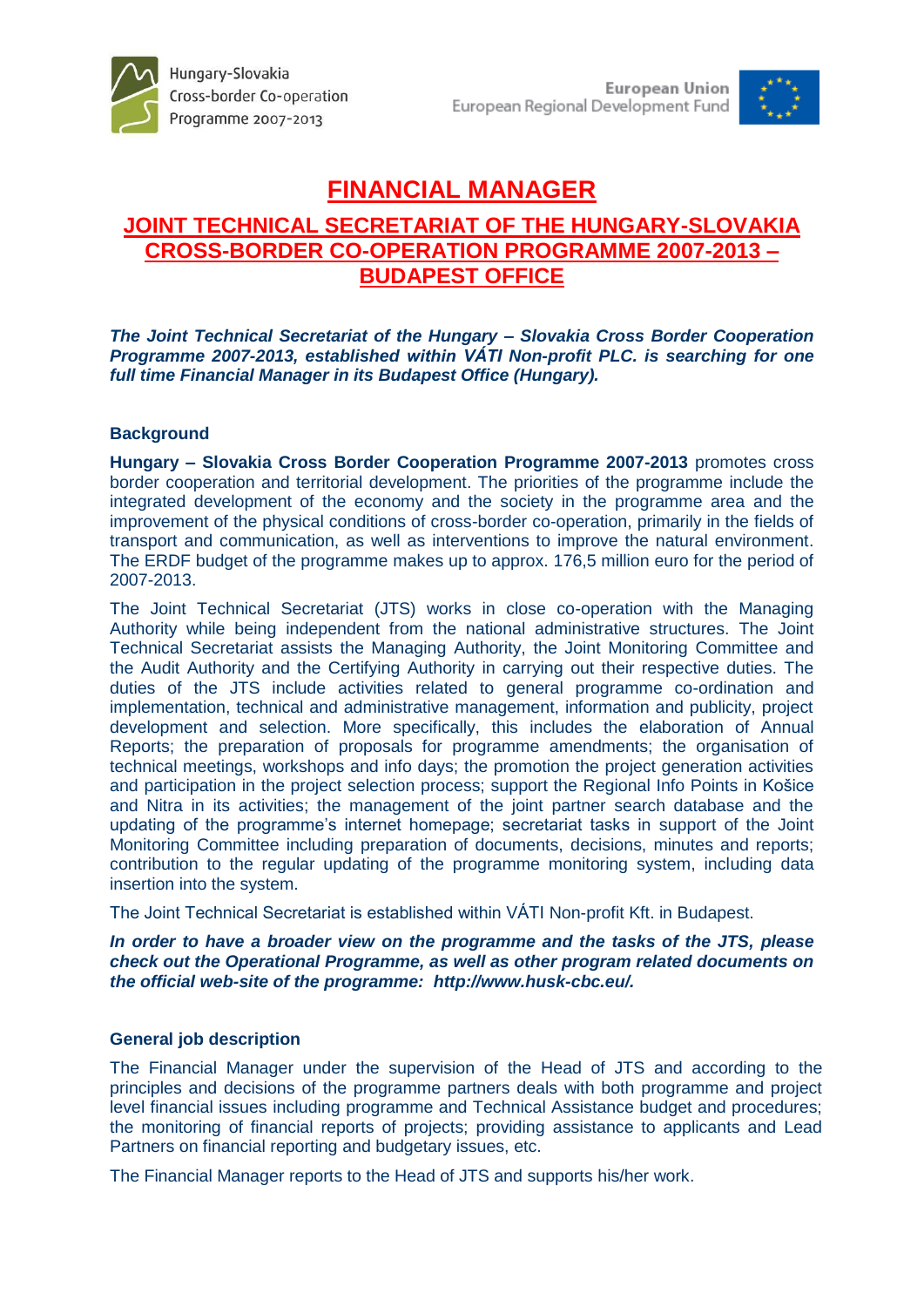Hungary-Slovakia Cross-border Co-operation Programme 2007-2013

European Union
European Regional Development Fund

# FINANCIAL MANAGER

## JOINT TECHNICAL SECRETARIAT OF THE HUNGARY-SLOVAKIA CROSS-BORDER CO-OPERATION PROGRAMME 2007-2013 – BUDAPEST OFFICE

***The Joint Technical Secretariat of the Hungary – Slovakia Cross Border Cooperation Programme 2007-2013, established within VÁTI Non-profit PLC. is searching for one full time Financial Manager in its Budapest Office (Hungary).***

### Background

**Hungary – Slovakia Cross Border Cooperation Programme 2007-2013** promotes cross border cooperation and territorial development. The priorities of the programme include the integrated development of the economy and the society in the programme area and the improvement of the physical conditions of cross-border co-operation, primarily in the fields of transport and communication, as well as interventions to improve the natural environment. The ERDF budget of the programme makes up to approx. 176,5 million euro for the period of 2007-2013.

The Joint Technical Secretariat (JTS) works in close co-operation with the Managing Authority while being independent from the national administrative structures. The Joint Technical Secretariat assists the Managing Authority, the Joint Monitoring Committee and the Audit Authority and the Certifying Authority in carrying out their respective duties. The duties of the JTS include activities related to general programme co-ordination and implementation, technical and administrative management, information and publicity, project development and selection. More specifically, this includes the elaboration of Annual Reports; the preparation of proposals for programme amendments; the organisation of technical meetings, workshops and info days; the promotion the project generation activities and participation in the project selection process; support the Regional Info Points in Košice and Nitra in its activities; the management of the joint partner search database and the updating of the programme's internet homepage; secretariat tasks in support of the Joint Monitoring Committee including preparation of documents, decisions, minutes and reports; contribution to the regular updating of the programme monitoring system, including data insertion into the system.

The Joint Technical Secretariat is established within VÁTI Non-profit Kft. in Budapest.

***In order to have a broader view on the programme and the tasks of the JTS, please check out the Operational Programme, as well as other program related documents on the official web-site of the programme: http://www.husk-cbc.eu/.***

### General job description

The Financial Manager under the supervision of the Head of JTS and according to the principles and decisions of the programme partners deals with both programme and project level financial issues including programme and Technical Assistance budget and procedures; the monitoring of financial reports of projects; providing assistance to applicants and Lead Partners on financial reporting and budgetary issues, etc.

The Financial Manager reports to the Head of JTS and supports his/her work.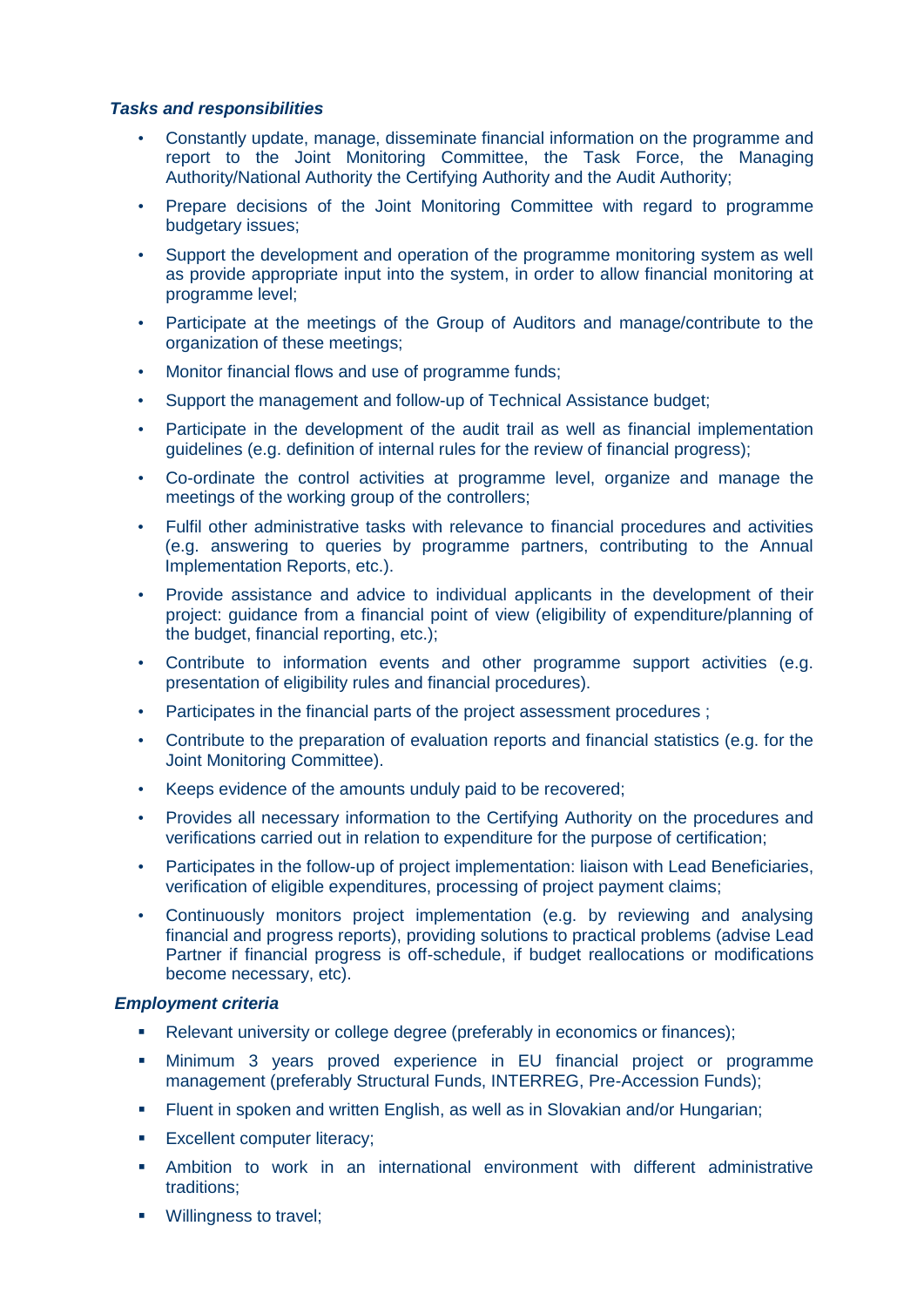***Tasks and responsibilities***

- Constantly update, manage, disseminate financial information on the programme and report to the Joint Monitoring Committee, the Task Force, the Managing Authority/National Authority the Certifying Authority and the Audit Authority;
- Prepare decisions of the Joint Monitoring Committee with regard to programme budgetary issues;
- Support the development and operation of the programme monitoring system as well as provide appropriate input into the system, in order to allow financial monitoring at programme level;
- Participate at the meetings of the Group of Auditors and manage/contribute to the organization of these meetings;
- Monitor financial flows and use of programme funds;
- Support the management and follow-up of Technical Assistance budget;
- Participate in the development of the audit trail as well as financial implementation guidelines (e.g. definition of internal rules for the review of financial progress);
- Co-ordinate the control activities at programme level, organize and manage the meetings of the working group of the controllers;
- Fulfil other administrative tasks with relevance to financial procedures and activities (e.g. answering to queries by programme partners, contributing to the Annual Implementation Reports, etc.).
- Provide assistance and advice to individual applicants in the development of their project: guidance from a financial point of view (eligibility of expenditure/planning of the budget, financial reporting, etc.);
- Contribute to information events and other programme support activities (e.g. presentation of eligibility rules and financial procedures).
- Participates in the financial parts of the project assessment procedures ;
- Contribute to the preparation of evaluation reports and financial statistics (e.g. for the Joint Monitoring Committee).
- Keeps evidence of the amounts unduly paid to be recovered;
- Provides all necessary information to the Certifying Authority on the procedures and verifications carried out in relation to expenditure for the purpose of certification;
- Participates in the follow-up of project implementation: liaison with Lead Beneficiaries, verification of eligible expenditures, processing of project payment claims;
- Continuously monitors project implementation (e.g. by reviewing and analysing financial and progress reports), providing solutions to practical problems (advise Lead Partner if financial progress is off-schedule, if budget reallocations or modifications become necessary, etc).

***Employment criteria***

- Relevant university or college degree (preferably in economics or finances);
- Minimum 3 years proved experience in EU financial project or programme management (preferably Structural Funds, INTERREG, Pre-Accession Funds);
- Fluent in spoken and written English, as well as in Slovakian and/or Hungarian;
- Excellent computer literacy;
- Ambition to work in an international environment with different administrative traditions;
- Willingness to travel;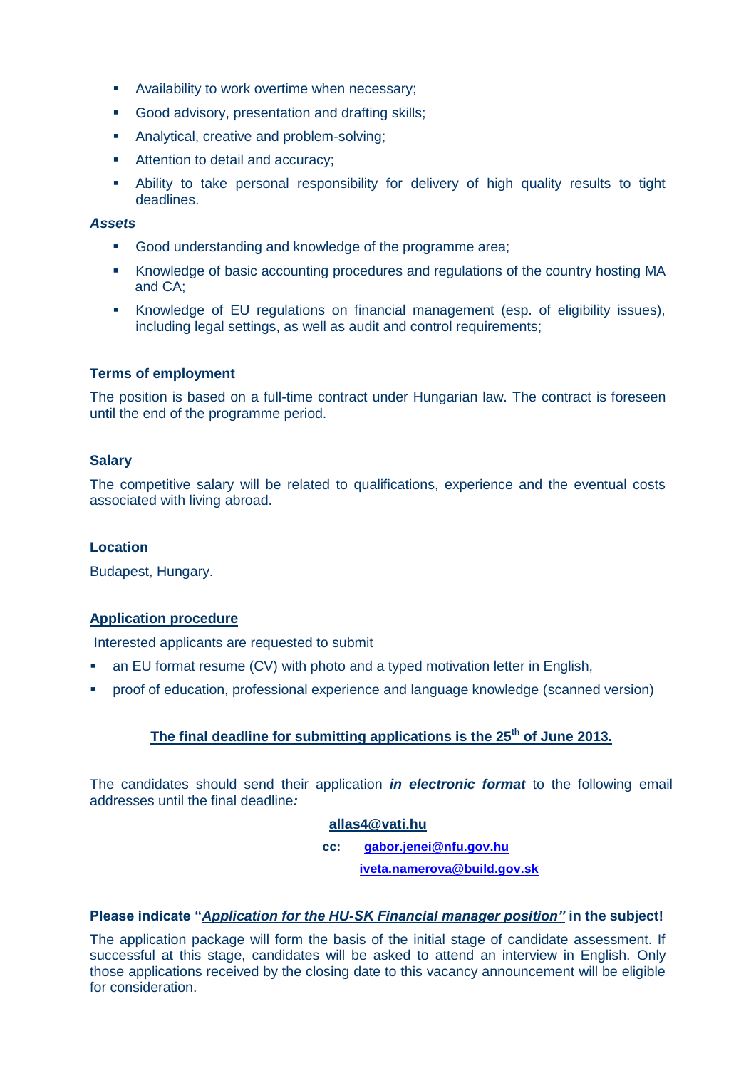- Availability to work overtime when necessary;
- Good advisory, presentation and drafting skills;
- Analytical, creative and problem-solving;
- Attention to detail and accuracy;
- Ability to take personal responsibility for delivery of high quality results to tight deadlines.

***Assets***

- Good understanding and knowledge of the programme area;
- Knowledge of basic accounting procedures and regulations of the country hosting MA and CA;
- Knowledge of EU regulations on financial management (esp. of eligibility issues), including legal settings, as well as audit and control requirements;

**Terms of employment**

The position is based on a full-time contract under Hungarian law. The contract is foreseen until the end of the programme period.

**Salary**

The competitive salary will be related to qualifications, experience and the eventual costs associated with living abroad.

**Location**

Budapest, Hungary.

**Application procedure**

Interested applicants are requested to submit

- an EU format resume (CV) with photo and a typed motivation letter in English,
- proof of education, professional experience and language knowledge (scanned version)

**The final deadline for submitting applications is the 25th of June 2013.**

The candidates should send their application ***in electronic format*** to the following email addresses until the final deadline***:***

**allas4@vati.hu**

**cc: gabor.jenei@nfu.gov.hu**

**iveta.namerova@build.gov.sk**

**Please indicate "*Application for the HU-SK Financial manager position*" in the subject!**

The application package will form the basis of the initial stage of candidate assessment. If successful at this stage, candidates will be asked to attend an interview in English. Only those applications received by the closing date to this vacancy announcement will be eligible for consideration.